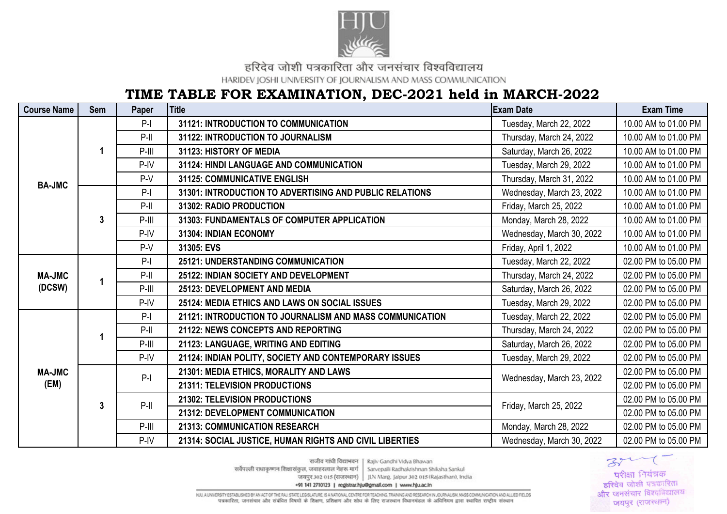# हरिदेव जोशी पत्रकारिता और जनसंचार विश्वविद्यालय

HARIDEV JOSHI UNIVERSITY OF JOURNALISM AND MASS COMMUNICATION

## TIME TABLE FOR EXAMINATION, DEC-2021 held in MARCH-2022

| Course Name | Sem | Paper | Title | Exam Date | Exam Time |
|---|---|---|---|---|---|
| BA-JMC | 1 | P-I | 31121: INTRODUCTION TO COMMUNICATION | Tuesday, March 22, 2022 | 10.00 AM to 01.00 PM |
| | | P-II | 31122: INTRODUCTION TO JOURNALISM | Thursday, March 24, 2022 | 10.00 AM to 01.00 PM |
| | | P-III | 31123: HISTORY OF MEDIA | Saturday, March 26, 2022 | 10.00 AM to 01.00 PM |
| | | P-IV | 31124: HINDI LANGUAGE AND COMMUNICATION | Tuesday, March 29, 2022 | 10.00 AM to 01.00 PM |
| | | P-V | 31125: COMMUNICATIVE ENGLISH | Thursday, March 31, 2022 | 10.00 AM to 01.00 PM |
| | 3 | P-I | 31301: INTRODUCTION TO ADVERTISING AND PUBLIC RELATIONS | Wednesday, March 23, 2022 | 10.00 AM to 01.00 PM |
| | | P-II | 31302: RADIO PRODUCTION | Friday, March 25, 2022 | 10.00 AM to 01.00 PM |
| | | P-III | 31303: FUNDAMENTALS OF COMPUTER APPLICATION | Monday, March 28, 2022 | 10.00 AM to 01.00 PM |
| | | P-IV | 31304: INDIAN ECONOMY | Wednesday, March 30, 2022 | 10.00 AM to 01.00 PM |
| | | P-V | 31305: EVS | Friday, April 1, 2022 | 10.00 AM to 01.00 PM |
| MA-JMC (DCSW) | 1 | P-I | 25121: UNDERSTANDING COMMUNICATION | Tuesday, March 22, 2022 | 02.00 PM to 05.00 PM |
| | | P-II | 25122: INDIAN SOCIETY AND DEVELOPMENT | Thursday, March 24, 2022 | 02.00 PM to 05.00 PM |
| | | P-III | 25123: DEVELOPMENT AND MEDIA | Saturday, March 26, 2022 | 02.00 PM to 05.00 PM |
| | | P-IV | 25124: MEDIA ETHICS AND LAWS ON SOCIAL ISSUES | Tuesday, March 29, 2022 | 02.00 PM to 05.00 PM |
| MA-JMC (EM) | 1 | P-I | 21121: INTRODUCTION TO JOURNALISM AND MASS COMMUNICATION | Tuesday, March 22, 2022 | 02.00 PM to 05.00 PM |
| | | P-II | 21122: NEWS CONCEPTS AND REPORTING | Thursday, March 24, 2022 | 02.00 PM to 05.00 PM |
| | | P-III | 21123: LANGUAGE, WRITING AND EDITING | Saturday, March 26, 2022 | 02.00 PM to 05.00 PM |
| | | P-IV | 21124: INDIAN POLITY, SOCIETY AND CONTEMPORARY ISSUES | Tuesday, March 29, 2022 | 02.00 PM to 05.00 PM |
| | 3 | P-I | 21301: MEDIA ETHICS, MORALITY AND LAWS | Wednesday, March 23, 2022 | 02.00 PM to 05.00 PM |
| | | | 21311: TELEVISION PRODUCTIONS | | 02.00 PM to 05.00 PM |
| | | P-II | 21302: TELEVISION PRODUCTIONS | Friday, March 25, 2022 | 02.00 PM to 05.00 PM |
| | | | 21312: DEVELOPMENT COMMUNICATION | | 02.00 PM to 05.00 PM |
| | | P-III | 21313: COMMUNICATION RESEARCH | Monday, March 28, 2022 | 02.00 PM to 05.00 PM |
| | | P-IV | 21314: SOCIAL JUSTICE, HUMAN RIGHTS AND CIVIL LIBERTIES | Wednesday, March 30, 2022 | 02.00 PM to 05.00 PM |

परीक्षा नियंत्रक
हरिदेव जोशी पत्रकारिता और जनसंचार विश्वविद्यालय
जयपुर (राजस्थान)

राजीव गांधी विद्याभवन | Rajiv Gandhi Vidya Bhawan
सर्वपल्ली राधाकृष्णन शिक्षासंकुल, जवाहरलाल नेहरू मार्ग | Sarvepalli Radhakrishnan Shiksha Sankul
जयपुर 302 015 (राजस्थान) | JLN Marg, Jaipur 302 015 (Rajasthan), India
+91 141 2710123 | registrar.hju@gmail.com | www.hju.ac.in

HJU: A UNIVERSITY ESTABLISHED BY AN ACT OF THE RAJ STATE LEGISLATURE IS A NATIONAL CENTRE FOR TEACHING, TRAINING AND RESEARCH IN JOURNALISM, MASS COMMUNICATION AND ALLIED FIELDS
पत्रकारिता, जनसंचार और संबंधित विषयों के शिक्षण, प्रशिक्षण और शोध के लिए राजस्थान विधानमंडल के अधिनियम द्वारा स्थापित राष्ट्रीय संस्थान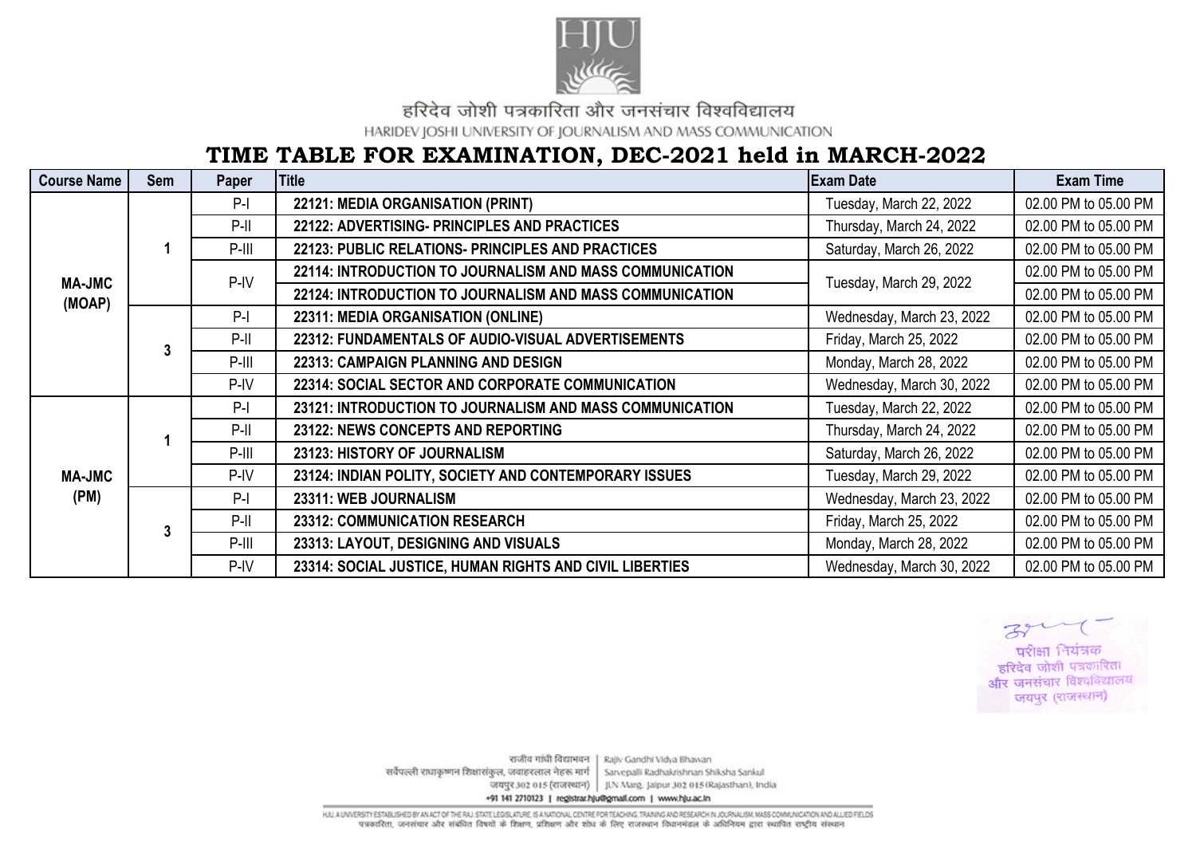हरिदेव जोशी पत्रकारिता और जनसंचार विश्वविद्यालय

HARIDEV JOSHI UNIVERSITY OF JOURNALISM AND MASS COMMUNICATION

# TIME TABLE FOR EXAMINATION, DEC-2021 held in MARCH-2022

| Course Name | Sem | Paper | Title | Exam Date | Exam Time |
|---|---|---|---|---|---|
| MA-JMC (MOAP) | 1 | P-I | **22121: MEDIA ORGANISATION (PRINT)** | Tuesday, March 22, 2022 | 02.00 PM to 05.00 PM |
| | | P-II | **22122: ADVERTISING- PRINCIPLES AND PRACTICES** | Thursday, March 24, 2022 | 02.00 PM to 05.00 PM |
| | | P-III | **22123: PUBLIC RELATIONS- PRINCIPLES AND PRACTICES** | Saturday, March 26, 2022 | 02.00 PM to 05.00 PM |
| | | P-IV | **22114: INTRODUCTION TO JOURNALISM AND MASS COMMUNICATION** | Tuesday, March 29, 2022 | 02.00 PM to 05.00 PM |
| | | | **22124: INTRODUCTION TO JOURNALISM AND MASS COMMUNICATION** | | 02.00 PM to 05.00 PM |
| | 3 | P-I | **22311: MEDIA ORGANISATION (ONLINE)** | Wednesday, March 23, 2022 | 02.00 PM to 05.00 PM |
| | | P-II | **22312: FUNDAMENTALS OF AUDIO-VISUAL ADVERTISEMENTS** | Friday, March 25, 2022 | 02.00 PM to 05.00 PM |
| | | P-III | **22313: CAMPAIGN PLANNING AND DESIGN** | Monday, March 28, 2022 | 02.00 PM to 05.00 PM |
| | | P-IV | **22314: SOCIAL SECTOR AND CORPORATE COMMUNICATION** | Wednesday, March 30, 2022 | 02.00 PM to 05.00 PM |
| MA-JMC (PM) | 1 | P-I | **23121: INTRODUCTION TO JOURNALISM AND MASS COMMUNICATION** | Tuesday, March 22, 2022 | 02.00 PM to 05.00 PM |
| | | P-II | **23122: NEWS CONCEPTS AND REPORTING** | Thursday, March 24, 2022 | 02.00 PM to 05.00 PM |
| | | P-III | **23123: HISTORY OF JOURNALISM** | Saturday, March 26, 2022 | 02.00 PM to 05.00 PM |
| | | P-IV | **23124: INDIAN POLITY, SOCIETY AND CONTEMPORARY ISSUES** | Tuesday, March 29, 2022 | 02.00 PM to 05.00 PM |
| | 3 | P-I | **23311: WEB JOURNALISM** | Wednesday, March 23, 2022 | 02.00 PM to 05.00 PM |
| | | P-II | **23312: COMMUNICATION RESEARCH** | Friday, March 25, 2022 | 02.00 PM to 05.00 PM |
| | | P-III | **23313: LAYOUT, DESIGNING AND VISUALS** | Monday, March 28, 2022 | 02.00 PM to 05.00 PM |
| | | P-IV | **23314: SOCIAL JUSTICE, HUMAN RIGHTS AND CIVIL LIBERTIES** | Wednesday, March 30, 2022 | 02.00 PM to 05.00 PM |

परीक्षा नियंत्रक
हरिदेव जोशी पत्रकारिता
और जनसंचार विश्वविद्यालय
जयपुर (राजस्थान)

राजीव गांधी विद्याभवन | Rajiv Gandhi Vidya Bhawan
सर्वपल्ली राधाकृष्णन शिक्षासंकुल, जवाहरलाल नेहरू मार्ग | Sarvepalli Radhakrishnan Shiksha Sankul
जयपुर 302 015 (राजस्थान) | JLN Marg, Jaipur 302 015 (Rajasthan), India
+91 141 2710123 | registrar.hju@gmail.com | www.hju.ac.in

HJU, A UNIVERSITY ESTABLISHED BY AN ACT OF THE RAJ. STATE LEGISLATURE, IS A NATIONAL CENTRE FOR TEACHING, TRAINING AND RESEARCH IN JOURNALISM, MASS COMMUNICATION AND ALLIED FIELDS
पत्रकारिता, जनसंचार और संबंधित विषयों के शिक्षण, प्रशिक्षण और शोध के लिए राजस्थान विधानमंडल के अधिनियम द्वारा स्थापित राष्ट्रीय संस्थान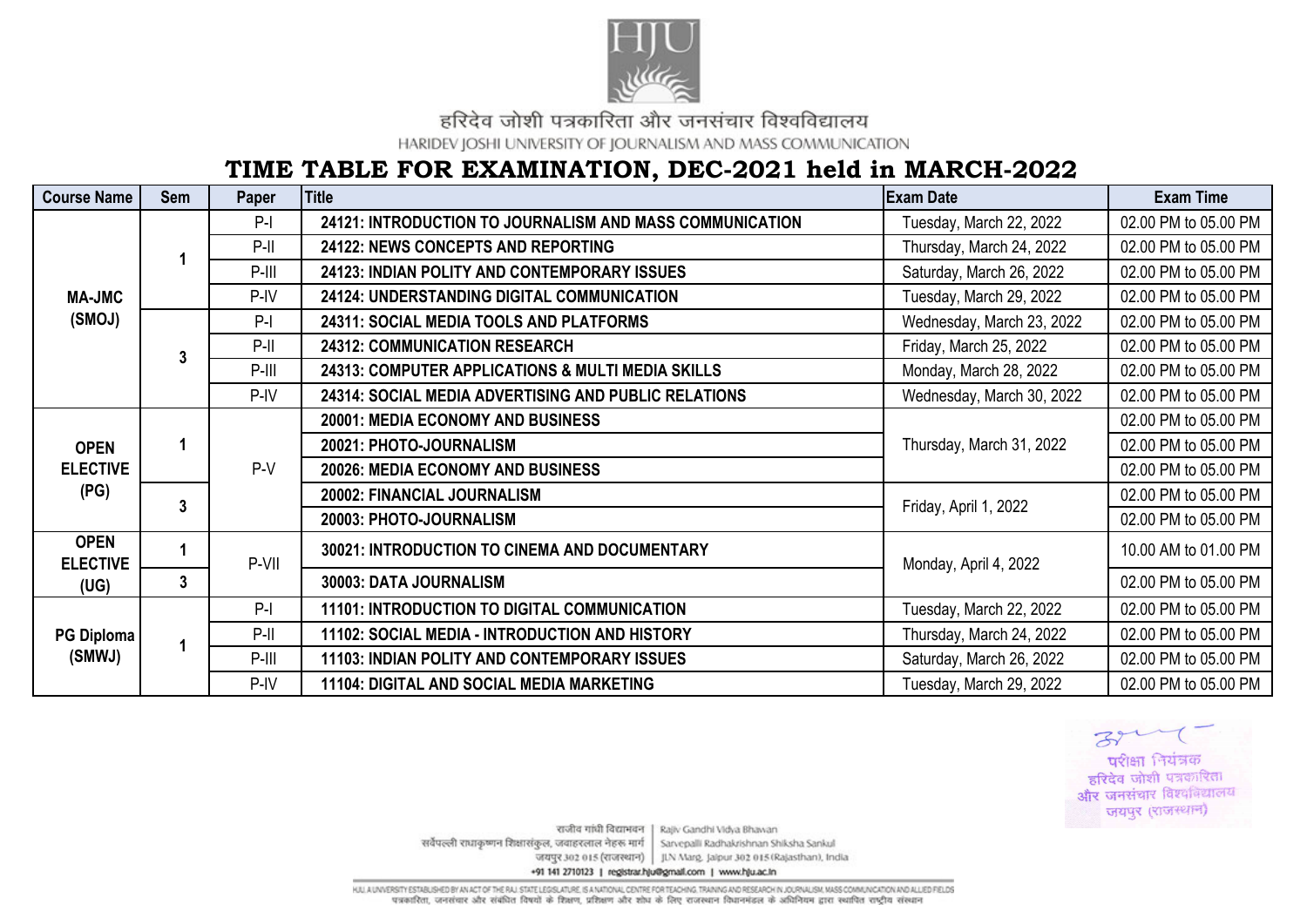हरिदेव जोशी पत्रकारिता और जनसंचार विश्वविद्यालय

HARIDEV JOSHI UNIVERSITY OF JOURNALISM AND MASS COMMUNICATION

# TIME TABLE FOR EXAMINATION, DEC-2021 held in MARCH-2022

| Course Name | Sem | Paper | Title | Exam Date | Exam Time |
|---|---|---|---|---|---|
| MA-JMC (SMOJ) | 1 | P-I | 24121: INTRODUCTION TO JOURNALISM AND MASS COMMUNICATION | Tuesday, March 22, 2022 | 02.00 PM to 05.00 PM |
| | | P-II | 24122: NEWS CONCEPTS AND REPORTING | Thursday, March 24, 2022 | 02.00 PM to 05.00 PM |
| | | P-III | 24123: INDIAN POLITY AND CONTEMPORARY ISSUES | Saturday, March 26, 2022 | 02.00 PM to 05.00 PM |
| | | P-IV | 24124: UNDERSTANDING DIGITAL COMMUNICATION | Tuesday, March 29, 2022 | 02.00 PM to 05.00 PM |
| | 3 | P-I | 24311: SOCIAL MEDIA TOOLS AND PLATFORMS | Wednesday, March 23, 2022 | 02.00 PM to 05.00 PM |
| | | P-II | 24312: COMMUNICATION RESEARCH | Friday, March 25, 2022 | 02.00 PM to 05.00 PM |
| | | P-III | 24313: COMPUTER APPLICATIONS & MULTI MEDIA SKILLS | Monday, March 28, 2022 | 02.00 PM to 05.00 PM |
| | | P-IV | 24314: SOCIAL MEDIA ADVERTISING AND PUBLIC RELATIONS | Wednesday, March 30, 2022 | 02.00 PM to 05.00 PM |
| OPEN ELECTIVE (PG) | 1 | P-V | 20001: MEDIA ECONOMY AND BUSINESS | Thursday, March 31, 2022 | 02.00 PM to 05.00 PM |
| | | | 20021: PHOTO-JOURNALISM | | 02.00 PM to 05.00 PM |
| | | | 20026: MEDIA ECONOMY AND BUSINESS | | 02.00 PM to 05.00 PM |
| | 3 | | 20002: FINANCIAL JOURNALISM | Friday, April 1, 2022 | 02.00 PM to 05.00 PM |
| | | | 20003: PHOTO-JOURNALISM | | 02.00 PM to 05.00 PM |
| OPEN ELECTIVE (UG) | 1 | P-VII | 30021: INTRODUCTION TO CINEMA AND DOCUMENTARY | Monday, April 4, 2022 | 10.00 AM to 01.00 PM |
| | 3 | | 30003: DATA JOURNALISM | | 02.00 PM to 05.00 PM |
| PG Diploma (SMWJ) | 1 | P-I | 11101: INTRODUCTION TO DIGITAL COMMUNICATION | Tuesday, March 22, 2022 | 02.00 PM to 05.00 PM |
| | | P-II | 11102: SOCIAL MEDIA - INTRODUCTION AND HISTORY | Thursday, March 24, 2022 | 02.00 PM to 05.00 PM |
| | | P-III | 11103: INDIAN POLITY AND CONTEMPORARY ISSUES | Saturday, March 26, 2022 | 02.00 PM to 05.00 PM |
| | | P-IV | 11104: DIGITAL AND SOCIAL MEDIA MARKETING | Tuesday, March 29, 2022 | 02.00 PM to 05.00 PM |

परीक्षा नियंत्रक
हरिदेव जोशी पत्रकारिता
और जनसंचार विश्वविद्यालय
जयपुर (राजस्थान)

राजीव गांधी विद्याभवन | Rajiv Gandhi Vidya Bhawan
सर्वपल्ली राधाकृष्णन शिक्षासंकुल, जवाहरलाल नेहरू मार्ग | Sarvepalli Radhakrishnan Shiksha Sankul
जयपुर 302 015 (राजस्थान) | JLN Marg, Jaipur 302 015 (Rajasthan), India
+91 141 2710123 | registrar.hju@gmail.com | www.hju.ac.in

HJU, A UNIVERSITY ESTABLISHED BY AN ACT OF THE RAJ. STATE LEGISLATURE, IS A NATIONAL CENTRE FOR TEACHING, TRAINING AND RESEARCH IN JOURNALISM, MASS COMMUNICATION AND ALLIED FIELDS
पत्रकारिता, जनसंचार और संबंधित विषयों के शिक्षण, प्रशिक्षण और शोध के लिए राजस्थान विधानमंडल के अधिनियम द्वारा स्थापित राष्ट्रीय संस्थान